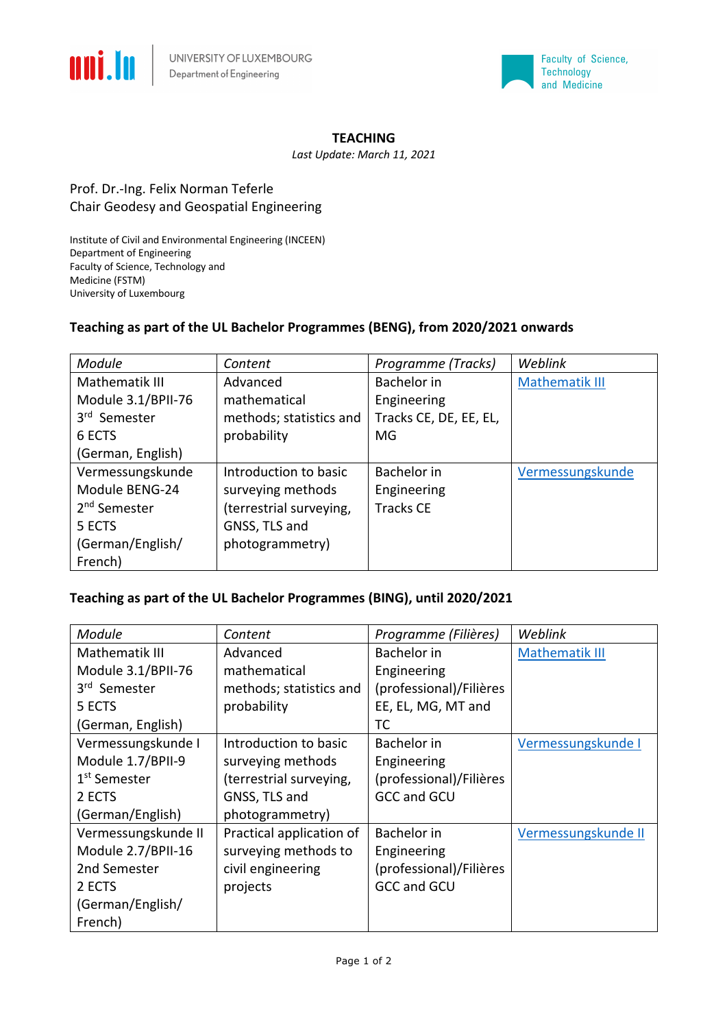UNIVERSITY OF LUXEMBOURG
Department of Engineering

Faculty of Science, Technology and Medicine

# TEACHING

*Last Update: March 11, 2021*

Prof. Dr.-Ing. Felix Norman Teferle
Chair Geodesy and Geospatial Engineering

Institute of Civil and Environmental Engineering (INCEEN)
Department of Engineering
Faculty of Science, Technology and Medicine (FSTM)
University of Luxembourg

## Teaching as part of the UL Bachelor Programmes (BENG), from 2020/2021 onwards

| *Module* | *Content* | *Programme (Tracks)* | *Weblink* |
|---|---|---|---|
| Mathematik III<br>Module 3.1/BPII-76<br>3rd Semester<br>6 ECTS<br>(German, English) | Advanced mathematical methods; statistics and probability | Bachelor in Engineering Tracks CE, DE, EE, EL, MG | Mathematik III |
| Vermessungskunde<br>Module BENG-24<br>2nd Semester<br>5 ECTS<br>(German/English/French) | Introduction to basic surveying methods (terrestrial surveying, GNSS, TLS and photogrammetry) | Bachelor in Engineering Tracks CE | Vermessungskunde |

## Teaching as part of the UL Bachelor Programmes (BING), until 2020/2021

| *Module* | *Content* | *Programme (Filières)* | *Weblink* |
|---|---|---|---|
| Mathematik III<br>Module 3.1/BPII-76<br>3rd Semester<br>5 ECTS<br>(German, English) | Advanced mathematical methods; statistics and probability | Bachelor in Engineering (professional)/Filières EE, EL, MG, MT and TC | Mathematik III |
| Vermessungskunde I<br>Module 1.7/BPII-9<br>1st Semester<br>2 ECTS<br>(German/English) | Introduction to basic surveying methods (terrestrial surveying, GNSS, TLS and photogrammetry) | Bachelor in Engineering (professional)/Filières GCC and GCU | Vermessungskunde I |
| Vermessungskunde II<br>Module 2.7/BPII-16<br>2nd Semester<br>2 ECTS<br>(German/English/French) | Practical application of surveying methods to civil engineering projects | Bachelor in Engineering (professional)/Filières GCC and GCU | Vermessungskunde II |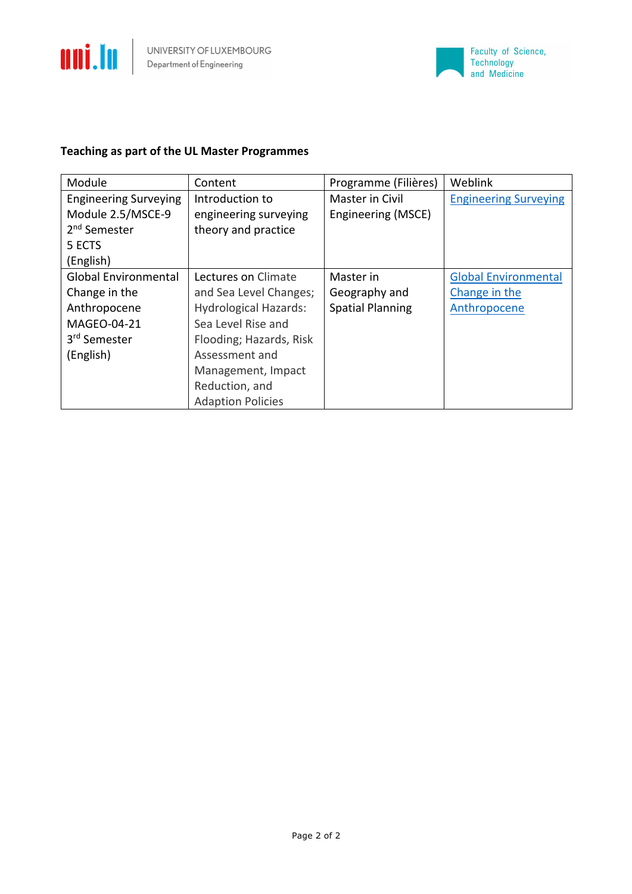**Teaching as part of the UL Master Programmes**

| Module | Content | Programme (Filières) | Weblink |
|---|---|---|---|
| Engineering Surveying Module 2.5/MSCE-9<br>2nd Semester<br>5 ECTS<br>(English) | Introduction to engineering surveying theory and practice | Master in Civil Engineering (MSCE) | Engineering Surveying |
| Global Environmental Change in the Anthropocene MAGEO-04-21<br>3rd Semester<br>(English) | Lectures on Climate and Sea Level Changes; Hydrological Hazards: Sea Level Rise and Flooding; Hazards, Risk Assessment and Management, Impact Reduction, and Adaption Policies | Master in Geography and Spatial Planning | Global Environmental Change in the Anthropocene |